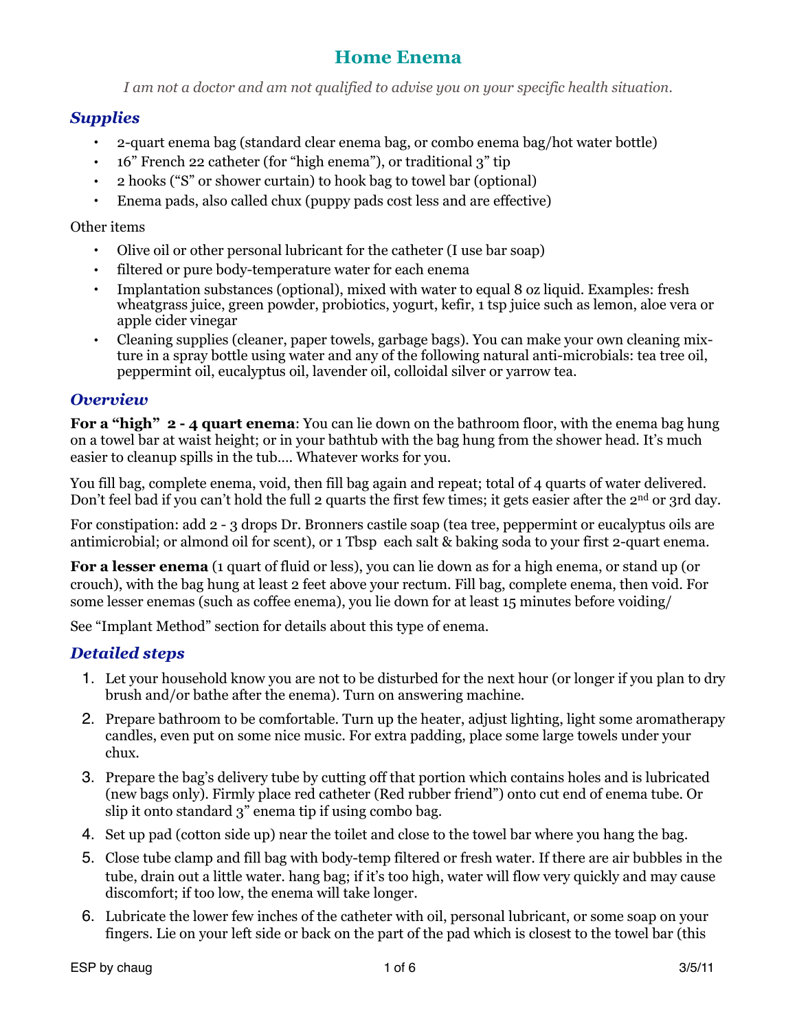# Home Enema

*I am not a doctor and am not qualified to advise you on your specific health situation.*

## *Supplies*

- 2-quart enema bag (standard clear enema bag, or combo enema bag/hot water bottle)
- 16" French 22 catheter (for "high enema"), or traditional 3" tip
- 2 hooks ("S" or shower curtain) to hook bag to towel bar (optional)
- Enema pads, also called chux (puppy pads cost less and are effective)

Other items

- Olive oil or other personal lubricant for the catheter (I use bar soap)
- filtered or pure body-temperature water for each enema
- Implantation substances (optional), mixed with water to equal 8 oz liquid. Examples: fresh wheatgrass juice, green powder, probiotics, yogurt, kefir, 1 tsp juice such as lemon, aloe vera or apple cider vinegar
- Cleaning supplies (cleaner, paper towels, garbage bags). You can make your own cleaning mixture in a spray bottle using water and any of the following natural anti-microbials: tea tree oil, peppermint oil, eucalyptus oil, lavender oil, colloidal silver or yarrow tea.

## *Overview*

**For a "high" 2 - 4 quart enema**: You can lie down on the bathroom floor, with the enema bag hung on a towel bar at waist height; or in your bathtub with the bag hung from the shower head. It's much easier to cleanup spills in the tub.... Whatever works for you.

You fill bag, complete enema, void, then fill bag again and repeat; total of 4 quarts of water delivered. Don't feel bad if you can't hold the full 2 quarts the first few times; it gets easier after the 2nd or 3rd day.

For constipation: add 2 - 3 drops Dr. Bronners castile soap (tea tree, peppermint or eucalyptus oils are antimicrobial; or almond oil for scent), or 1 Tbsp each salt & baking soda to your first 2-quart enema.

**For a lesser enema** (1 quart of fluid or less), you can lie down as for a high enema, or stand up (or crouch), with the bag hung at least 2 feet above your rectum. Fill bag, complete enema, then void. For some lesser enemas (such as coffee enema), you lie down for at least 15 minutes before voiding/

See "Implant Method" section for details about this type of enema.

## *Detailed steps*

1. Let your household know you are not to be disturbed for the next hour (or longer if you plan to dry brush and/or bathe after the enema). Turn on answering machine.
2. Prepare bathroom to be comfortable. Turn up the heater, adjust lighting, light some aromatherapy candles, even put on some nice music. For extra padding, place some large towels under your chux.
3. Prepare the bag's delivery tube by cutting off that portion which contains holes and is lubricated (new bags only). Firmly place red catheter (Red rubber friend") onto cut end of enema tube. Or slip it onto standard 3" enema tip if using combo bag.
4. Set up pad (cotton side up) near the toilet and close to the towel bar where you hang the bag.
5. Close tube clamp and fill bag with body-temp filtered or fresh water. If there are air bubbles in the tube, drain out a little water. hang bag; if it's too high, water will flow very quickly and may cause discomfort; if too low, the enema will take longer.
6. Lubricate the lower few inches of the catheter with oil, personal lubricant, or some soap on your fingers. Lie on your left side or back on the part of the pad which is closest to the towel bar (this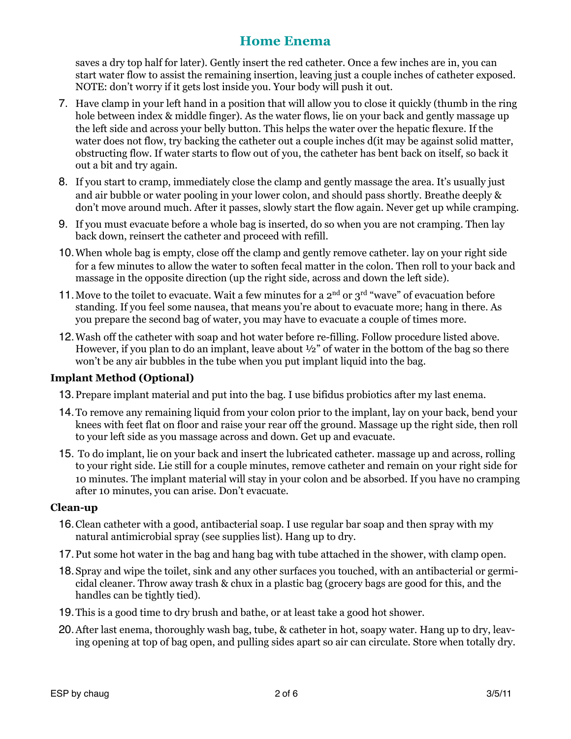# Home Enema

saves a dry top half for later). Gently insert the red catheter. Once a few inches are in, you can start water flow to assist the remaining insertion, leaving just a couple inches of catheter exposed. NOTE: don't worry if it gets lost inside you. Your body will push it out.

7. Have clamp in your left hand in a position that will allow you to close it quickly (thumb in the ring hole between index & middle finger). As the water flows, lie on your back and gently massage up the left side and across your belly button. This helps the water over the hepatic flexure. If the water does not flow, try backing the catheter out a couple inches d(it may be against solid matter, obstructing flow. If water starts to flow out of you, the catheter has bent back on itself, so back it out a bit and try again.
8. If you start to cramp, immediately close the clamp and gently massage the area. It's usually just and air bubble or water pooling in your lower colon, and should pass shortly. Breathe deeply & don't move around much. After it passes, slowly start the flow again. Never get up while cramping.
9. If you must evacuate before a whole bag is inserted, do so when you are not cramping. Then lay back down, reinsert the catheter and proceed with refill.
10. When whole bag is empty, close off the clamp and gently remove catheter. lay on your right side for a few minutes to allow the water to soften fecal matter in the colon. Then roll to your back and massage in the opposite direction (up the right side, across and down the left side).
11. Move to the toilet to evacuate. Wait a few minutes for a 2nd or 3rd "wave" of evacuation before standing. If you feel some nausea, that means you're about to evacuate more; hang in there. As you prepare the second bag of water, you may have to evacuate a couple of times more.
12. Wash off the catheter with soap and hot water before re-filling. Follow procedure listed above. However, if you plan to do an implant, leave about ½" of water in the bottom of the bag so there won't be any air bubbles in the tube when you put implant liquid into the bag.

### Implant Method (Optional)

13. Prepare implant material and put into the bag. I use bifidus probiotics after my last enema.
14. To remove any remaining liquid from your colon prior to the implant, lay on your back, bend your knees with feet flat on floor and raise your rear off the ground. Massage up the right side, then roll to your left side as you massage across and down. Get up and evacuate.
15. To do implant, lie on your back and insert the lubricated catheter. massage up and across, rolling to your right side. Lie still for a couple minutes, remove catheter and remain on your right side for 10 minutes. The implant material will stay in your colon and be absorbed. If you have no cramping after 10 minutes, you can arise. Don't evacuate.

### Clean-up

16. Clean catheter with a good, antibacterial soap. I use regular bar soap and then spray with my natural antimicrobial spray (see supplies list). Hang up to dry.
17. Put some hot water in the bag and hang bag with tube attached in the shower, with clamp open.
18. Spray and wipe the toilet, sink and any other surfaces you touched, with an antibacterial or germicidal cleaner. Throw away trash & chux in a plastic bag (grocery bags are good for this, and the handles can be tightly tied).
19. This is a good time to dry brush and bathe, or at least take a good hot shower.
20. After last enema, thoroughly wash bag, tube, & catheter in hot, soapy water. Hang up to dry, leaving opening at top of bag open, and pulling sides apart so air can circulate. Store when totally dry.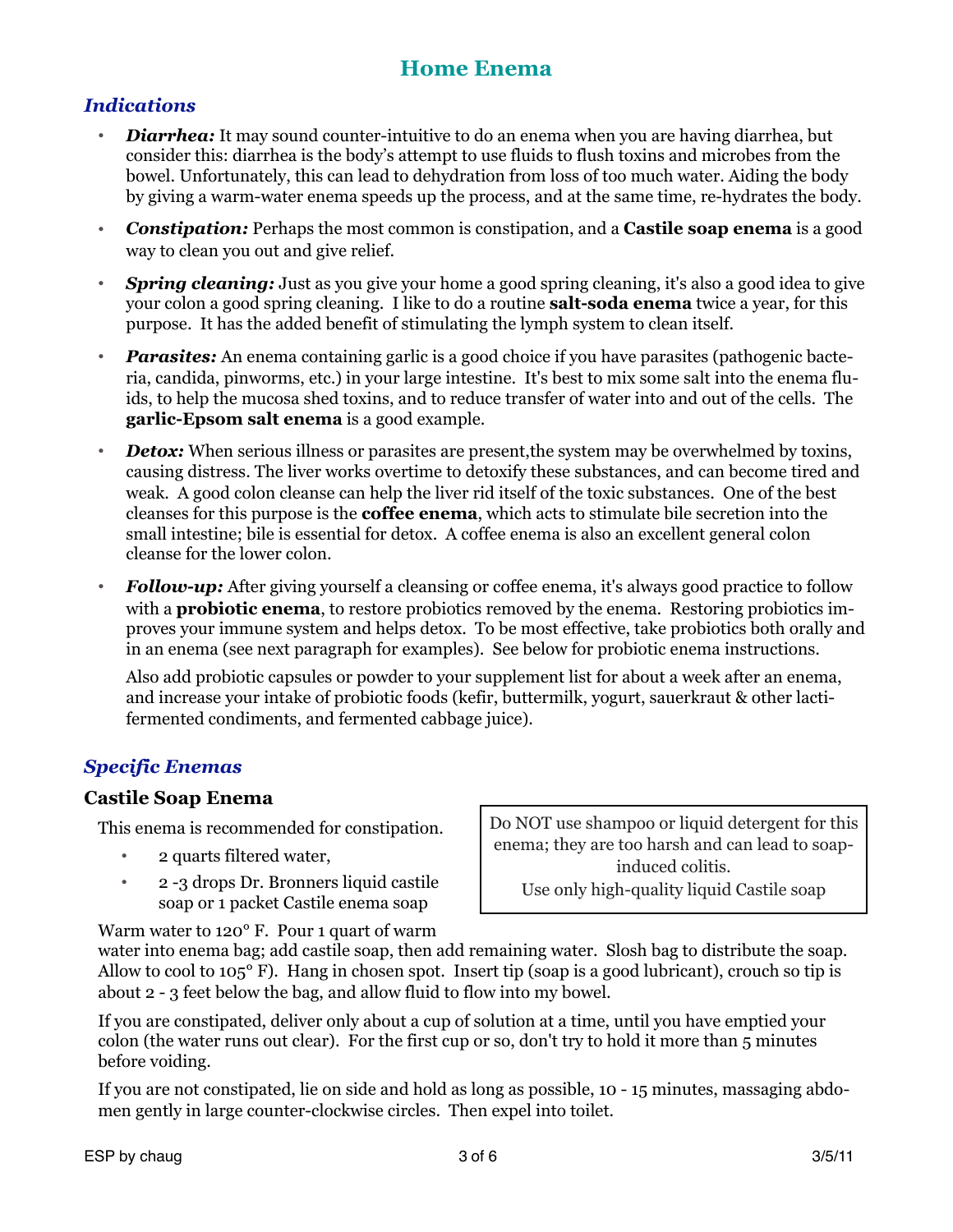# Home Enema

## *Indications*

- ***Diarrhea:*** It may sound counter-intuitive to do an enema when you are having diarrhea, but consider this: diarrhea is the body's attempt to use fluids to flush toxins and microbes from the bowel. Unfortunately, this can lead to dehydration from loss of too much water. Aiding the body by giving a warm-water enema speeds up the process, and at the same time, re-hydrates the body.
- ***Constipation:*** Perhaps the most common is constipation, and a **Castile soap enema** is a good way to clean you out and give relief.
- ***Spring cleaning:*** Just as you give your home a good spring cleaning, it's also a good idea to give your colon a good spring cleaning. I like to do a routine **salt-soda enema** twice a year, for this purpose. It has the added benefit of stimulating the lymph system to clean itself.
- ***Parasites:*** An enema containing garlic is a good choice if you have parasites (pathogenic bacteria, candida, pinworms, etc.) in your large intestine. It's best to mix some salt into the enema fluids, to help the mucosa shed toxins, and to reduce transfer of water into and out of the cells. The **garlic-Epsom salt enema** is a good example.
- ***Detox:*** When serious illness or parasites are present,the system may be overwhelmed by toxins, causing distress. The liver works overtime to detoxify these substances, and can become tired and weak. A good colon cleanse can help the liver rid itself of the toxic substances. One of the best cleanses for this purpose is the **coffee enema**, which acts to stimulate bile secretion into the small intestine; bile is essential for detox. A coffee enema is also an excellent general colon cleanse for the lower colon.
- ***Follow-up:*** After giving yourself a cleansing or coffee enema, it's always good practice to follow with a **probiotic enema**, to restore probiotics removed by the enema. Restoring probiotics improves your immune system and helps detox. To be most effective, take probiotics both orally and in an enema (see next paragraph for examples). See below for probiotic enema instructions.

  Also add probiotic capsules or powder to your supplement list for about a week after an enema, and increase your intake of probiotic foods (kefir, buttermilk, yogurt, sauerkraut & other lacti-fermented condiments, and fermented cabbage juice).

## *Specific Enemas*

### Castile Soap Enema

This enema is recommended for constipation.

- 2 quarts filtered water,
- 2 -3 drops Dr. Bronners liquid castile soap or 1 packet Castile enema soap

> Do NOT use shampoo or liquid detergent for this enema; they are too harsh and can lead to soap-induced colitis.
> Use only high-quality liquid Castile soap

Warm water to 120° F. Pour 1 quart of warm water into enema bag; add castile soap, then add remaining water. Slosh bag to distribute the soap. Allow to cool to 105° F). Hang in chosen spot. Insert tip (soap is a good lubricant), crouch so tip is about 2 - 3 feet below the bag, and allow fluid to flow into my bowel.

If you are constipated, deliver only about a cup of solution at a time, until you have emptied your colon (the water runs out clear). For the first cup or so, don't try to hold it more than 5 minutes before voiding.

If you are not constipated, lie on side and hold as long as possible, 10 - 15 minutes, massaging abdomen gently in large counter-clockwise circles. Then expel into toilet.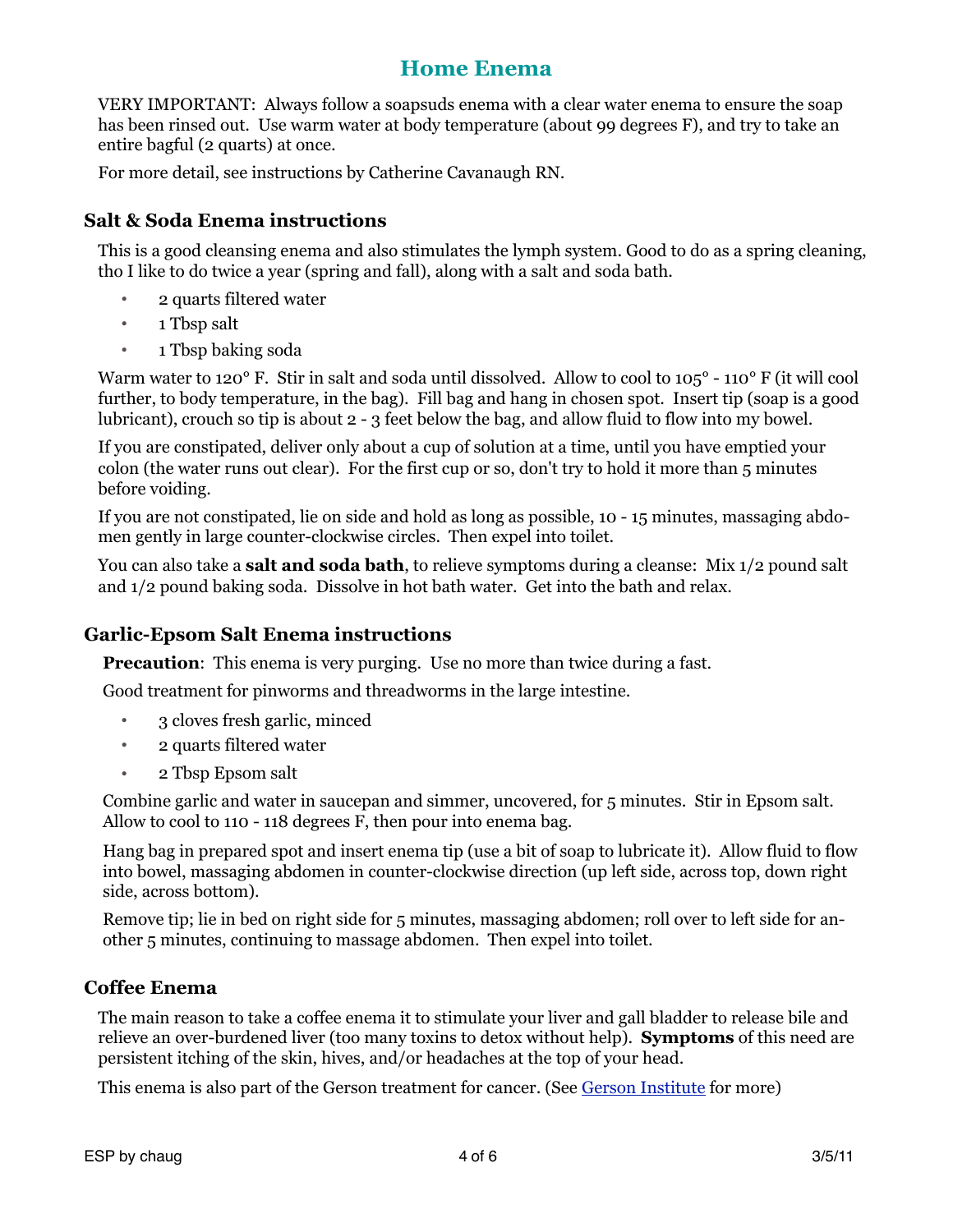# Home Enema

VERY IMPORTANT: Always follow a soapsuds enema with a clear water enema to ensure the soap has been rinsed out. Use warm water at body temperature (about 99 degrees F), and try to take an entire bagful (2 quarts) at once.

For more detail, see instructions by Catherine Cavanaugh RN.

## Salt & Soda Enema instructions

This is a good cleansing enema and also stimulates the lymph system. Good to do as a spring cleaning, tho I like to do twice a year (spring and fall), along with a salt and soda bath.

- 2 quarts filtered water
- 1 Tbsp salt
- 1 Tbsp baking soda

Warm water to 120° F. Stir in salt and soda until dissolved. Allow to cool to 105° - 110° F (it will cool further, to body temperature, in the bag). Fill bag and hang in chosen spot. Insert tip (soap is a good lubricant), crouch so tip is about 2 - 3 feet below the bag, and allow fluid to flow into my bowel.

If you are constipated, deliver only about a cup of solution at a time, until you have emptied your colon (the water runs out clear). For the first cup or so, don't try to hold it more than 5 minutes before voiding.

If you are not constipated, lie on side and hold as long as possible, 10 - 15 minutes, massaging abdomen gently in large counter-clockwise circles. Then expel into toilet.

You can also take a **salt and soda bath**, to relieve symptoms during a cleanse: Mix 1/2 pound salt and 1/2 pound baking soda. Dissolve in hot bath water. Get into the bath and relax.

## Garlic-Epsom Salt Enema instructions

**Precaution**: This enema is very purging. Use no more than twice during a fast.

Good treatment for pinworms and threadworms in the large intestine.

- 3 cloves fresh garlic, minced
- 2 quarts filtered water
- 2 Tbsp Epsom salt

Combine garlic and water in saucepan and simmer, uncovered, for 5 minutes. Stir in Epsom salt. Allow to cool to 110 - 118 degrees F, then pour into enema bag.

Hang bag in prepared spot and insert enema tip (use a bit of soap to lubricate it). Allow fluid to flow into bowel, massaging abdomen in counter-clockwise direction (up left side, across top, down right side, across bottom).

Remove tip; lie in bed on right side for 5 minutes, massaging abdomen; roll over to left side for another 5 minutes, continuing to massage abdomen. Then expel into toilet.

## Coffee Enema

The main reason to take a coffee enema it to stimulate your liver and gall bladder to release bile and relieve an over-burdened liver (too many toxins to detox without help). **Symptoms** of this need are persistent itching of the skin, hives, and/or headaches at the top of your head.

This enema is also part of the Gerson treatment for cancer. (See Gerson Institute for more)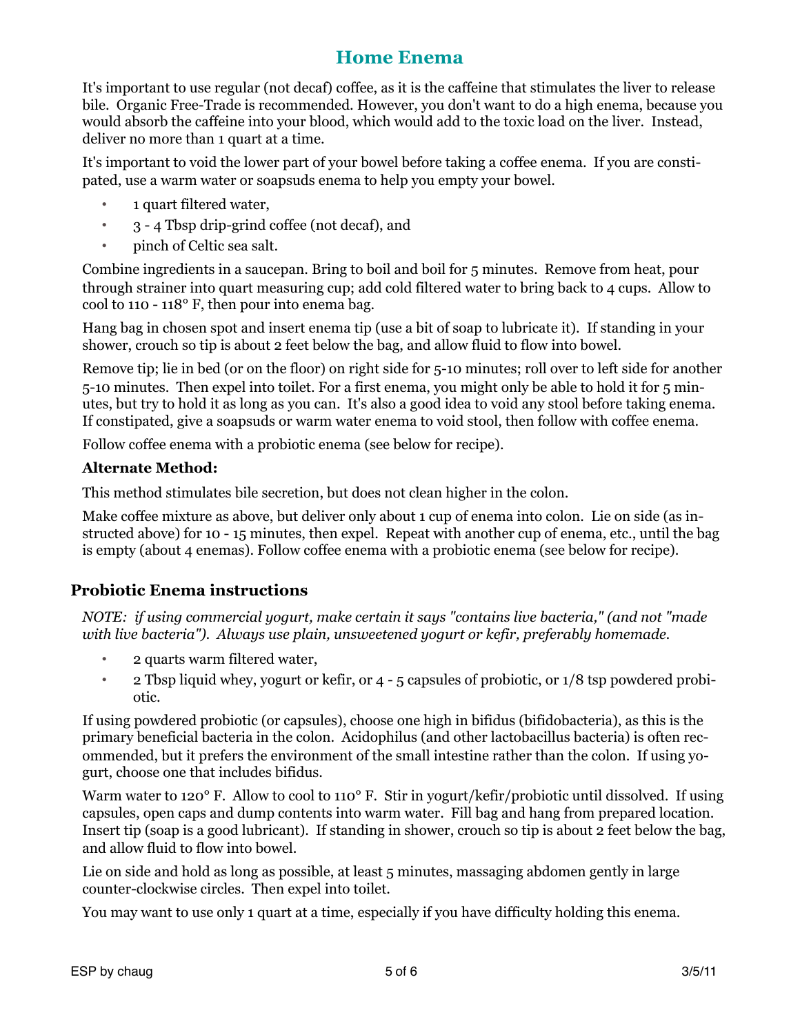# Home Enema

It's important to use regular (not decaf) coffee, as it is the caffeine that stimulates the liver to release bile. Organic Free-Trade is recommended. However, you don't want to do a high enema, because you would absorb the caffeine into your blood, which would add to the toxic load on the liver. Instead, deliver no more than 1 quart at a time.

It's important to void the lower part of your bowel before taking a coffee enema. If you are constipated, use a warm water or soapsuds enema to help you empty your bowel.

- 1 quart filtered water,
- 3 - 4 Tbsp drip-grind coffee (not decaf), and
- pinch of Celtic sea salt.

Combine ingredients in a saucepan. Bring to boil and boil for 5 minutes. Remove from heat, pour through strainer into quart measuring cup; add cold filtered water to bring back to 4 cups. Allow to cool to 110 - 118° F, then pour into enema bag.

Hang bag in chosen spot and insert enema tip (use a bit of soap to lubricate it). If standing in your shower, crouch so tip is about 2 feet below the bag, and allow fluid to flow into bowel.

Remove tip; lie in bed (or on the floor) on right side for 5-10 minutes; roll over to left side for another 5-10 minutes. Then expel into toilet. For a first enema, you might only be able to hold it for 5 minutes, but try to hold it as long as you can. It's also a good idea to void any stool before taking enema. If constipated, give a soapsuds or warm water enema to void stool, then follow with coffee enema.

Follow coffee enema with a probiotic enema (see below for recipe).

**Alternate Method:**

This method stimulates bile secretion, but does not clean higher in the colon.

Make coffee mixture as above, but deliver only about 1 cup of enema into colon. Lie on side (as instructed above) for 10 - 15 minutes, then expel. Repeat with another cup of enema, etc., until the bag is empty (about 4 enemas). Follow coffee enema with a probiotic enema (see below for recipe).

## Probiotic Enema instructions

*NOTE: if using commercial yogurt, make certain it says "contains live bacteria," (and not "made with live bacteria"). Always use plain, unsweetened yogurt or kefir, preferably homemade.*

- 2 quarts warm filtered water,
- 2 Tbsp liquid whey, yogurt or kefir, or 4 - 5 capsules of probiotic, or 1/8 tsp powdered probiotic.

If using powdered probiotic (or capsules), choose one high in bifidus (bifidobacteria), as this is the primary beneficial bacteria in the colon. Acidophilus (and other lactobacillus bacteria) is often recommended, but it prefers the environment of the small intestine rather than the colon. If using yogurt, choose one that includes bifidus.

Warm water to 120° F. Allow to cool to 110° F. Stir in yogurt/kefir/probiotic until dissolved. If using capsules, open caps and dump contents into warm water. Fill bag and hang from prepared location. Insert tip (soap is a good lubricant). If standing in shower, crouch so tip is about 2 feet below the bag, and allow fluid to flow into bowel.

Lie on side and hold as long as possible, at least 5 minutes, massaging abdomen gently in large counter-clockwise circles. Then expel into toilet.

You may want to use only 1 quart at a time, especially if you have difficulty holding this enema.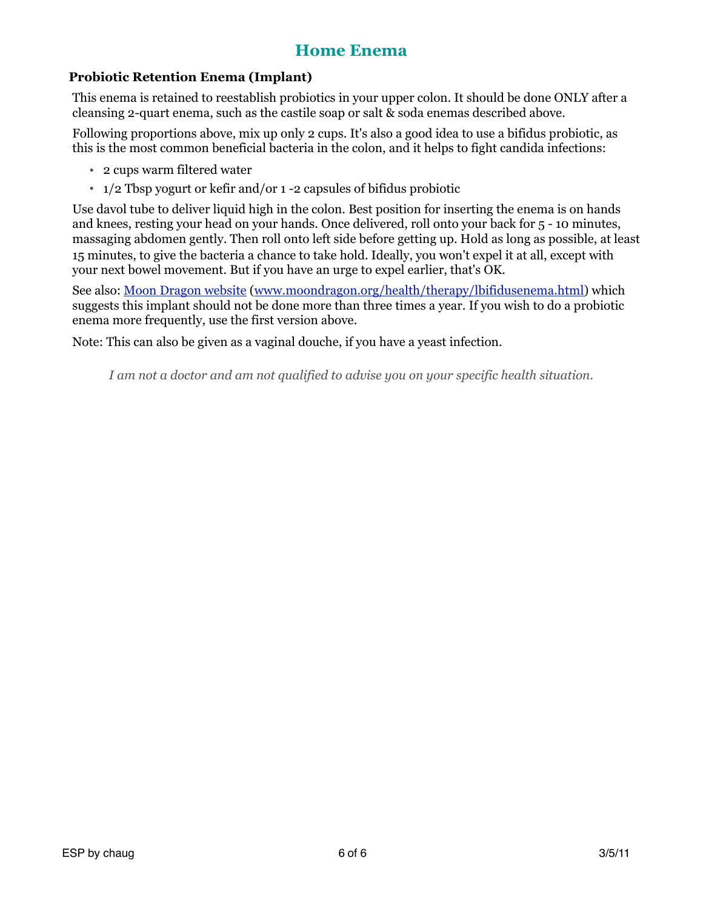# Home Enema

### Probiotic Retention Enema (Implant)

This enema is retained to reestablish probiotics in your upper colon. It should be done ONLY after a cleansing 2-quart enema, such as the castile soap or salt & soda enemas described above.

Following proportions above, mix up only 2 cups. It's also a good idea to use a bifidus probiotic, as this is the most common beneficial bacteria in the colon, and it helps to fight candida infections:

- 2 cups warm filtered water
- 1/2 Tbsp yogurt or kefir and/or 1 -2 capsules of bifidus probiotic

Use davol tube to deliver liquid high in the colon. Best position for inserting the enema is on hands and knees, resting your head on your hands. Once delivered, roll onto your back for 5 - 10 minutes, massaging abdomen gently. Then roll onto left side before getting up. Hold as long as possible, at least 15 minutes, to give the bacteria a chance to take hold. Ideally, you won't expel it at all, except with your next bowel movement. But if you have an urge to expel earlier, that's OK.

See also: [Moon Dragon website](www.moondragon.org/health/therapy/lbifidusenema.html) (www.moondragon.org/health/therapy/lbifidusenema.html) which suggests this implant should not be done more than three times a year. If you wish to do a probiotic enema more frequently, use the first version above.

Note: This can also be given as a vaginal douche, if you have a yeast infection.

*I am not a doctor and am not qualified to advise you on your specific health situation.*